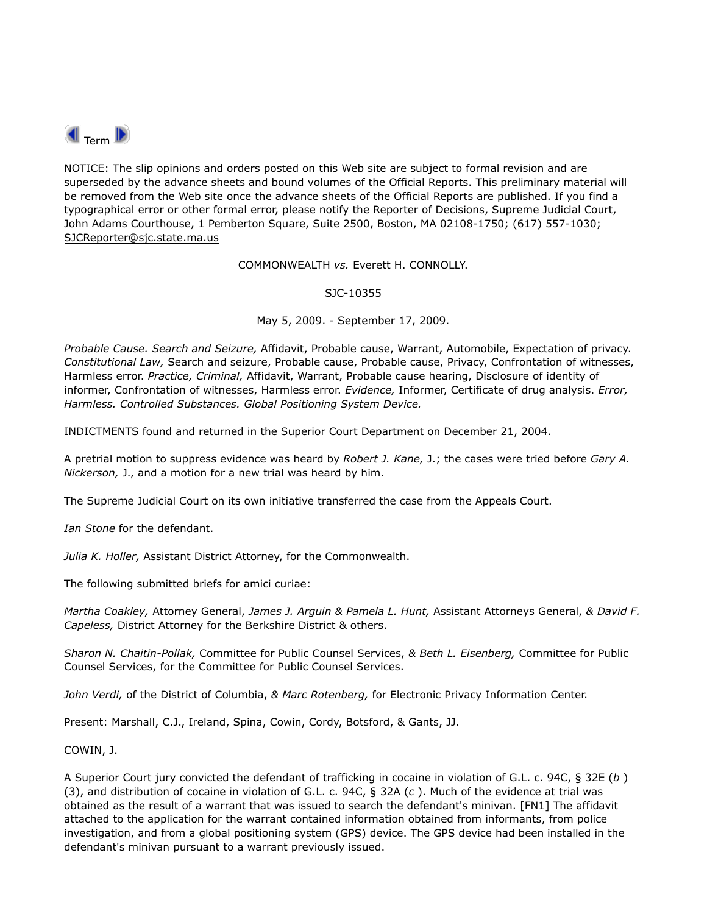Term

NOTICE: The slip opinions and orders posted on this Web site are subject to formal revision and are superseded by the advance sheets and bound volumes of the Official Reports. This preliminary material will be removed from the Web site once the advance sheets of the Official Reports are published. If you find a typographical error or other formal error, please notify the Reporter of Decisions, Supreme Judicial Court, John Adams Courthouse, 1 Pemberton Square, Suite 2500, Boston, MA 02108-1750; (617) 557-1030; SJCReporter@sjc.state.ma.us

COMMONWEALTH *vs.* Everett H. CONNOLLY.

SJC-10355

May 5, 2009. - September 17, 2009.

*Probable Cause. Search and Seizure,* Affidavit, Probable cause, Warrant, Automobile, Expectation of privacy. *Constitutional Law,* Search and seizure, Probable cause, Probable cause, Privacy, Confrontation of witnesses, Harmless error. *Practice, Criminal,* Affidavit, Warrant, Probable cause hearing, Disclosure of identity of informer, Confrontation of witnesses, Harmless error. *Evidence,* Informer, Certificate of drug analysis. *Error, Harmless. Controlled Substances. Global Positioning System Device.*

INDICTMENTS found and returned in the Superior Court Department on December 21, 2004.

A pretrial motion to suppress evidence was heard by *Robert J. Kane,* J.; the cases were tried before *Gary A. Nickerson,* J., and a motion for a new trial was heard by him.

The Supreme Judicial Court on its own initiative transferred the case from the Appeals Court.

*Ian Stone* for the defendant.

*Julia K. Holler,* Assistant District Attorney, for the Commonwealth.

The following submitted briefs for amici curiae:

*Martha Coakley,* Attorney General, *James J. Arguin & Pamela L. Hunt,* Assistant Attorneys General, *& David F. Capeless,* District Attorney for the Berkshire District & others.

*Sharon N. Chaitin-Pollak,* Committee for Public Counsel Services, *& Beth L. Eisenberg,* Committee for Public Counsel Services, for the Committee for Public Counsel Services.

*John Verdi,* of the District of Columbia, *& Marc Rotenberg,* for Electronic Privacy Information Center.

Present: Marshall, C.J., Ireland, Spina, Cowin, Cordy, Botsford, & Gants, JJ.

COWIN, J.

A Superior Court jury convicted the defendant of trafficking in cocaine in violation of G.L. c. 94C, § 32E (*b* ) (3), and distribution of cocaine in violation of G.L. c. 94C, § 32A (*c* ). Much of the evidence at trial was obtained as the result of a warrant that was issued to search the defendant's minivan. [FN1] The affidavit attached to the application for the warrant contained information obtained from informants, from police investigation, and from a global positioning system (GPS) device. The GPS device had been installed in the defendant's minivan pursuant to a warrant previously issued.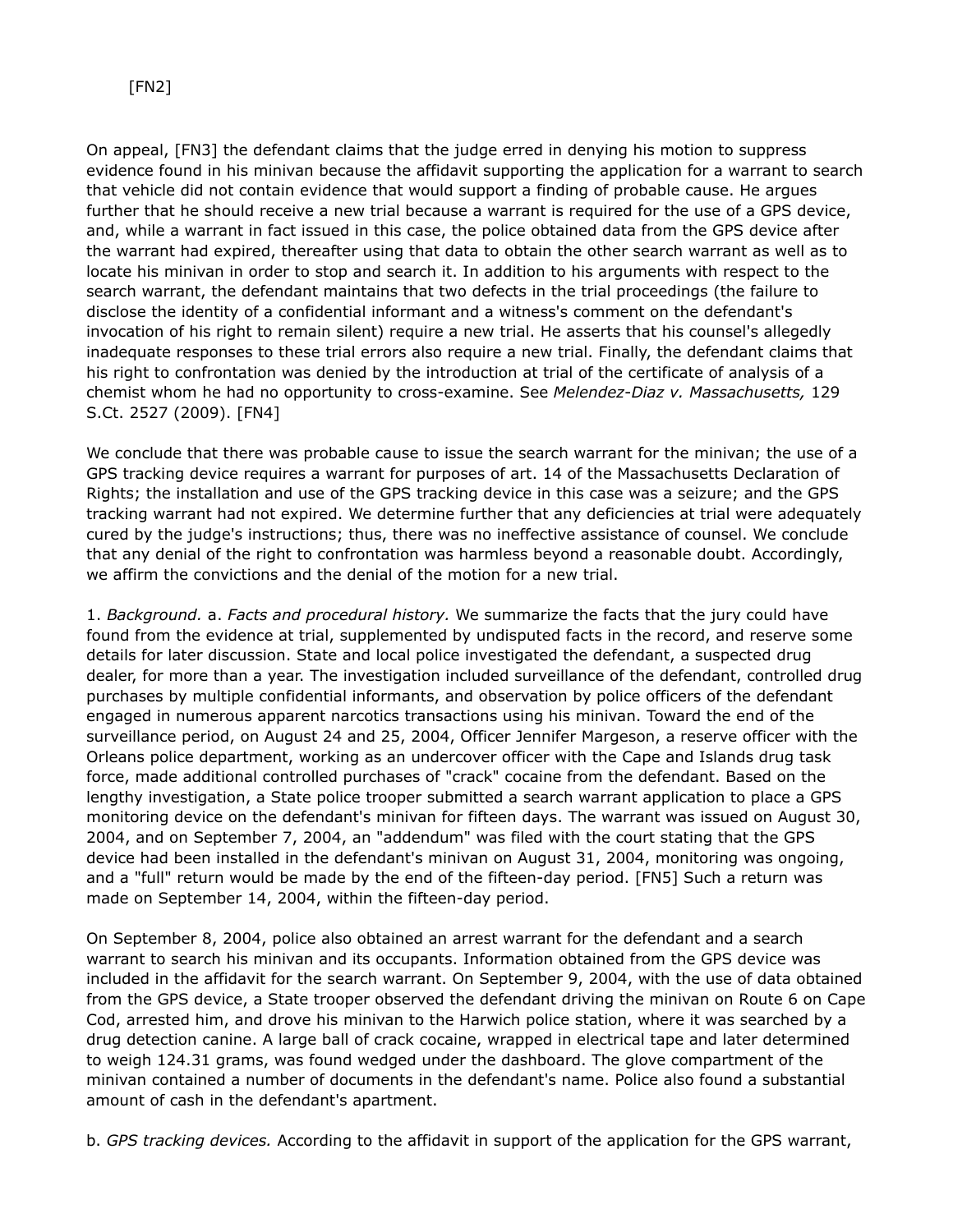[FN2]

On appeal, [FN3] the defendant claims that the judge erred in denying his motion to suppress evidence found in his minivan because the affidavit supporting the application for a warrant to search that vehicle did not contain evidence that would support a finding of probable cause. He argues further that he should receive a new trial because a warrant is required for the use of a GPS device, and, while a warrant in fact issued in this case, the police obtained data from the GPS device after the warrant had expired, thereafter using that data to obtain the other search warrant as well as to locate his minivan in order to stop and search it. In addition to his arguments with respect to the search warrant, the defendant maintains that two defects in the trial proceedings (the failure to disclose the identity of a confidential informant and a witness's comment on the defendant's invocation of his right to remain silent) require a new trial. He asserts that his counsel's allegedly inadequate responses to these trial errors also require a new trial. Finally, the defendant claims that his right to confrontation was denied by the introduction at trial of the certificate of analysis of a chemist whom he had no opportunity to cross-examine. See *Melendez-Diaz v. Massachusetts,* 129 S.Ct. 2527 (2009). [FN4]

We conclude that there was probable cause to issue the search warrant for the minivan; the use of a GPS tracking device requires a warrant for purposes of art. 14 of the Massachusetts Declaration of Rights; the installation and use of the GPS tracking device in this case was a seizure; and the GPS tracking warrant had not expired. We determine further that any deficiencies at trial were adequately cured by the judge's instructions; thus, there was no ineffective assistance of counsel. We conclude that any denial of the right to confrontation was harmless beyond a reasonable doubt. Accordingly, we affirm the convictions and the denial of the motion for a new trial.

1. *Background.* a. *Facts and procedural history.* We summarize the facts that the jury could have found from the evidence at trial, supplemented by undisputed facts in the record, and reserve some details for later discussion. State and local police investigated the defendant, a suspected drug dealer, for more than a year. The investigation included surveillance of the defendant, controlled drug purchases by multiple confidential informants, and observation by police officers of the defendant engaged in numerous apparent narcotics transactions using his minivan. Toward the end of the surveillance period, on August 24 and 25, 2004, Officer Jennifer Margeson, a reserve officer with the Orleans police department, working as an undercover officer with the Cape and Islands drug task force, made additional controlled purchases of "crack" cocaine from the defendant. Based on the lengthy investigation, a State police trooper submitted a search warrant application to place a GPS monitoring device on the defendant's minivan for fifteen days. The warrant was issued on August 30, 2004, and on September 7, 2004, an "addendum" was filed with the court stating that the GPS device had been installed in the defendant's minivan on August 31, 2004, monitoring was ongoing, and a "full" return would be made by the end of the fifteen-day period. [FN5] Such a return was made on September 14, 2004, within the fifteen-day period.

On September 8, 2004, police also obtained an arrest warrant for the defendant and a search warrant to search his minivan and its occupants. Information obtained from the GPS device was included in the affidavit for the search warrant. On September 9, 2004, with the use of data obtained from the GPS device, a State trooper observed the defendant driving the minivan on Route 6 on Cape Cod, arrested him, and drove his minivan to the Harwich police station, where it was searched by a drug detection canine. A large ball of crack cocaine, wrapped in electrical tape and later determined to weigh 124.31 grams, was found wedged under the dashboard. The glove compartment of the minivan contained a number of documents in the defendant's name. Police also found a substantial amount of cash in the defendant's apartment.

b. *GPS tracking devices.* According to the affidavit in support of the application for the GPS warrant,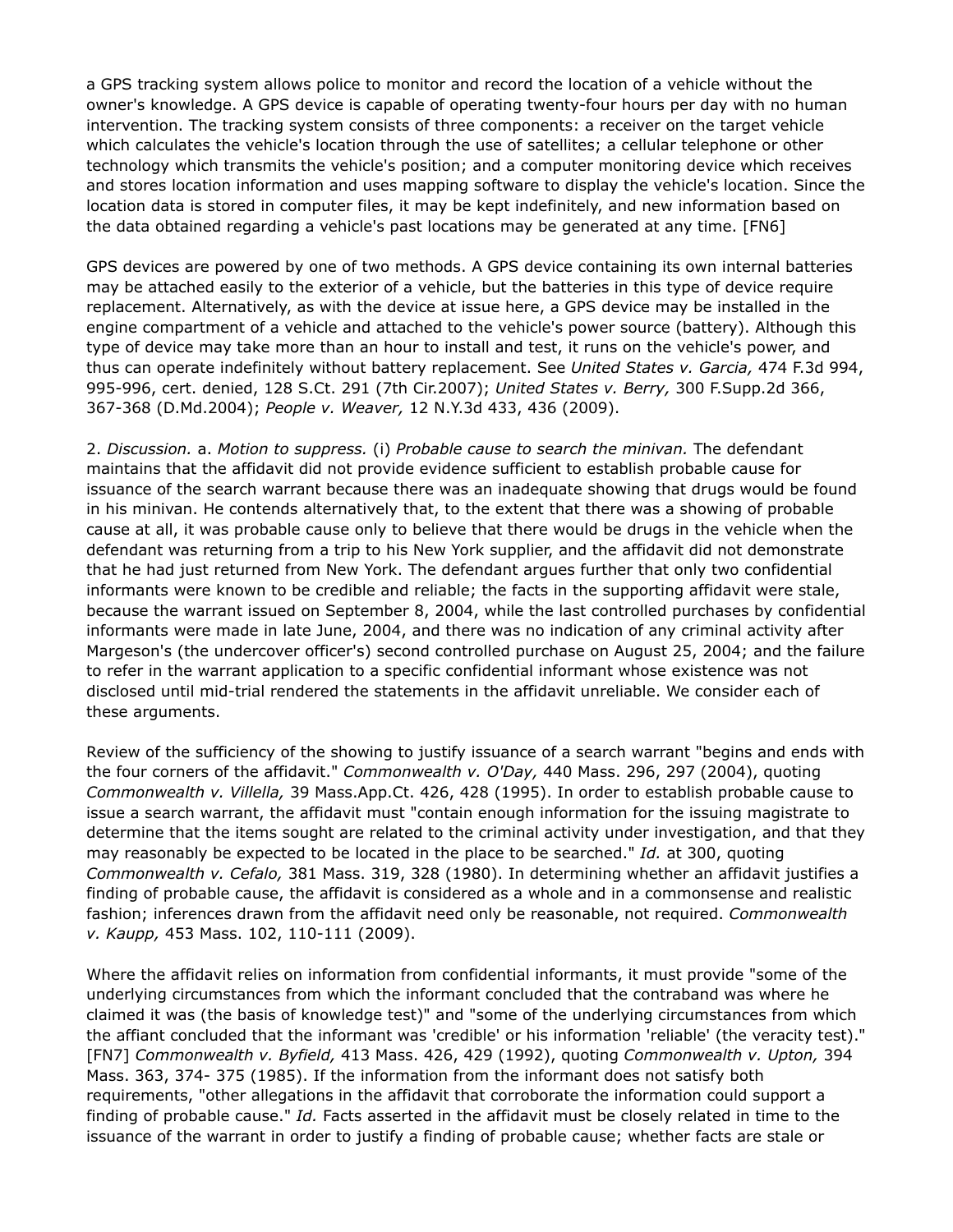a GPS tracking system allows police to monitor and record the location of a vehicle without the owner's knowledge. A GPS device is capable of operating twenty-four hours per day with no human intervention. The tracking system consists of three components: a receiver on the target vehicle which calculates the vehicle's location through the use of satellites; a cellular telephone or other technology which transmits the vehicle's position; and a computer monitoring device which receives and stores location information and uses mapping software to display the vehicle's location. Since the location data is stored in computer files, it may be kept indefinitely, and new information based on the data obtained regarding a vehicle's past locations may be generated at any time. [FN6]

GPS devices are powered by one of two methods. A GPS device containing its own internal batteries may be attached easily to the exterior of a vehicle, but the batteries in this type of device require replacement. Alternatively, as with the device at issue here, a GPS device may be installed in the engine compartment of a vehicle and attached to the vehicle's power source (battery). Although this type of device may take more than an hour to install and test, it runs on the vehicle's power, and thus can operate indefinitely without battery replacement. See *United States v. Garcia,* 474 F.3d 994, 995-996, cert. denied, 128 S.Ct. 291 (7th Cir.2007); *United States v. Berry,* 300 F.Supp.2d 366, 367-368 (D.Md.2004); *People v. Weaver,* 12 N.Y.3d 433, 436 (2009).

2. *Discussion.* a. *Motion to suppress.* (i) *Probable cause to search the minivan.* The defendant maintains that the affidavit did not provide evidence sufficient to establish probable cause for issuance of the search warrant because there was an inadequate showing that drugs would be found in his minivan. He contends alternatively that, to the extent that there was a showing of probable cause at all, it was probable cause only to believe that there would be drugs in the vehicle when the defendant was returning from a trip to his New York supplier, and the affidavit did not demonstrate that he had just returned from New York. The defendant argues further that only two confidential informants were known to be credible and reliable; the facts in the supporting affidavit were stale, because the warrant issued on September 8, 2004, while the last controlled purchases by confidential informants were made in late June, 2004, and there was no indication of any criminal activity after Margeson's (the undercover officer's) second controlled purchase on August 25, 2004; and the failure to refer in the warrant application to a specific confidential informant whose existence was not disclosed until mid-trial rendered the statements in the affidavit unreliable. We consider each of these arguments.

Review of the sufficiency of the showing to justify issuance of a search warrant "begins and ends with the four corners of the affidavit." *Commonwealth v. O'Day,* 440 Mass. 296, 297 (2004), quoting *Commonwealth v. Villella,* 39 Mass.App.Ct. 426, 428 (1995). In order to establish probable cause to issue a search warrant, the affidavit must "contain enough information for the issuing magistrate to determine that the items sought are related to the criminal activity under investigation, and that they may reasonably be expected to be located in the place to be searched." *Id.* at 300, quoting *Commonwealth v. Cefalo,* 381 Mass. 319, 328 (1980). In determining whether an affidavit justifies a finding of probable cause, the affidavit is considered as a whole and in a commonsense and realistic fashion; inferences drawn from the affidavit need only be reasonable, not required. *Commonwealth v. Kaupp,* 453 Mass. 102, 110-111 (2009).

Where the affidavit relies on information from confidential informants, it must provide "some of the underlying circumstances from which the informant concluded that the contraband was where he claimed it was (the basis of knowledge test)" and "some of the underlying circumstances from which the affiant concluded that the informant was 'credible' or his information 'reliable' (the veracity test)." [FN7] *Commonwealth v. Byfield,* 413 Mass. 426, 429 (1992), quoting *Commonwealth v. Upton,* 394 Mass. 363, 374- 375 (1985). If the information from the informant does not satisfy both requirements, "other allegations in the affidavit that corroborate the information could support a finding of probable cause." *Id.* Facts asserted in the affidavit must be closely related in time to the issuance of the warrant in order to justify a finding of probable cause; whether facts are stale or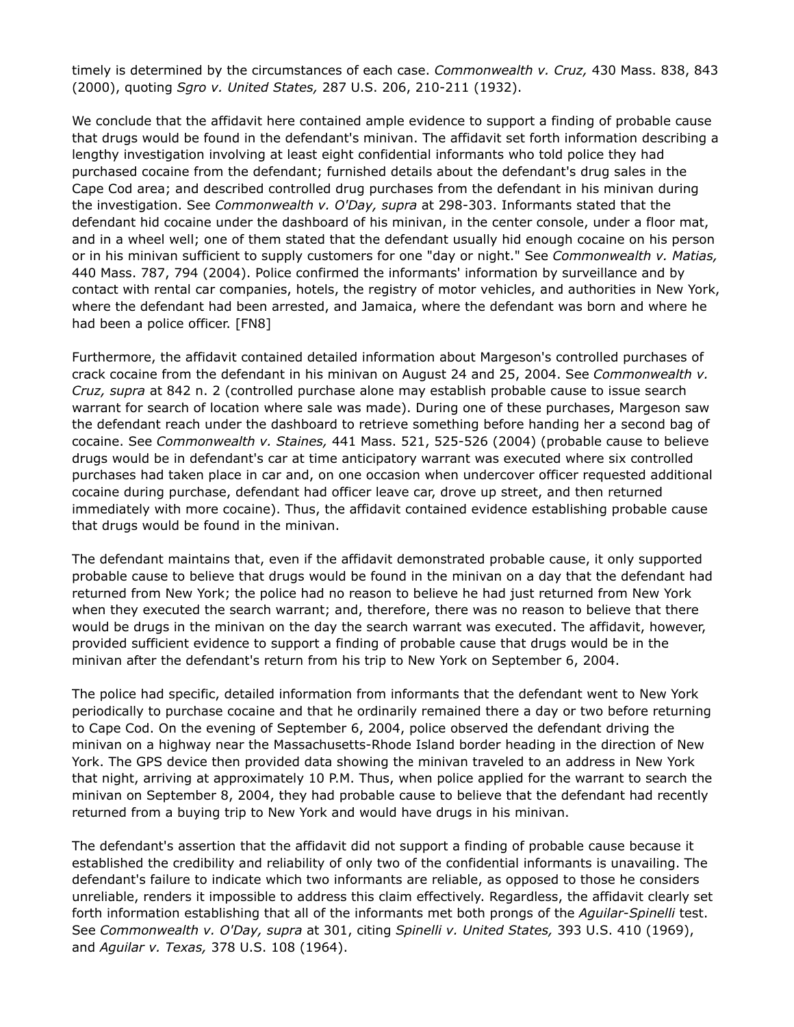timely is determined by the circumstances of each case. *Commonwealth v. Cruz,* 430 Mass. 838, 843 (2000), quoting *Sgro v. United States,* 287 U.S. 206, 210-211 (1932).

We conclude that the affidavit here contained ample evidence to support a finding of probable cause that drugs would be found in the defendant's minivan. The affidavit set forth information describing a lengthy investigation involving at least eight confidential informants who told police they had purchased cocaine from the defendant; furnished details about the defendant's drug sales in the Cape Cod area; and described controlled drug purchases from the defendant in his minivan during the investigation. See *Commonwealth v. O'Day, supra* at 298-303. Informants stated that the defendant hid cocaine under the dashboard of his minivan, in the center console, under a floor mat, and in a wheel well; one of them stated that the defendant usually hid enough cocaine on his person or in his minivan sufficient to supply customers for one "day or night." See *Commonwealth v. Matias,* 440 Mass. 787, 794 (2004). Police confirmed the informants' information by surveillance and by contact with rental car companies, hotels, the registry of motor vehicles, and authorities in New York, where the defendant had been arrested, and Jamaica, where the defendant was born and where he had been a police officer. [FN8]

Furthermore, the affidavit contained detailed information about Margeson's controlled purchases of crack cocaine from the defendant in his minivan on August 24 and 25, 2004. See *Commonwealth v. Cruz, supra* at 842 n. 2 (controlled purchase alone may establish probable cause to issue search warrant for search of location where sale was made). During one of these purchases, Margeson saw the defendant reach under the dashboard to retrieve something before handing her a second bag of cocaine. See *Commonwealth v. Staines,* 441 Mass. 521, 525-526 (2004) (probable cause to believe drugs would be in defendant's car at time anticipatory warrant was executed where six controlled purchases had taken place in car and, on one occasion when undercover officer requested additional cocaine during purchase, defendant had officer leave car, drove up street, and then returned immediately with more cocaine). Thus, the affidavit contained evidence establishing probable cause that drugs would be found in the minivan.

The defendant maintains that, even if the affidavit demonstrated probable cause, it only supported probable cause to believe that drugs would be found in the minivan on a day that the defendant had returned from New York; the police had no reason to believe he had just returned from New York when they executed the search warrant; and, therefore, there was no reason to believe that there would be drugs in the minivan on the day the search warrant was executed. The affidavit, however, provided sufficient evidence to support a finding of probable cause that drugs would be in the minivan after the defendant's return from his trip to New York on September 6, 2004.

The police had specific, detailed information from informants that the defendant went to New York periodically to purchase cocaine and that he ordinarily remained there a day or two before returning to Cape Cod. On the evening of September 6, 2004, police observed the defendant driving the minivan on a highway near the Massachusetts-Rhode Island border heading in the direction of New York. The GPS device then provided data showing the minivan traveled to an address in New York that night, arriving at approximately 10 P.M. Thus, when police applied for the warrant to search the minivan on September 8, 2004, they had probable cause to believe that the defendant had recently returned from a buying trip to New York and would have drugs in his minivan.

The defendant's assertion that the affidavit did not support a finding of probable cause because it established the credibility and reliability of only two of the confidential informants is unavailing. The defendant's failure to indicate which two informants are reliable, as opposed to those he considers unreliable, renders it impossible to address this claim effectively. Regardless, the affidavit clearly set forth information establishing that all of the informants met both prongs of the *Aguilar-Spinelli* test. See *Commonwealth v. O'Day, supra* at 301, citing *Spinelli v. United States,* 393 U.S. 410 (1969), and *Aguilar v. Texas,* 378 U.S. 108 (1964).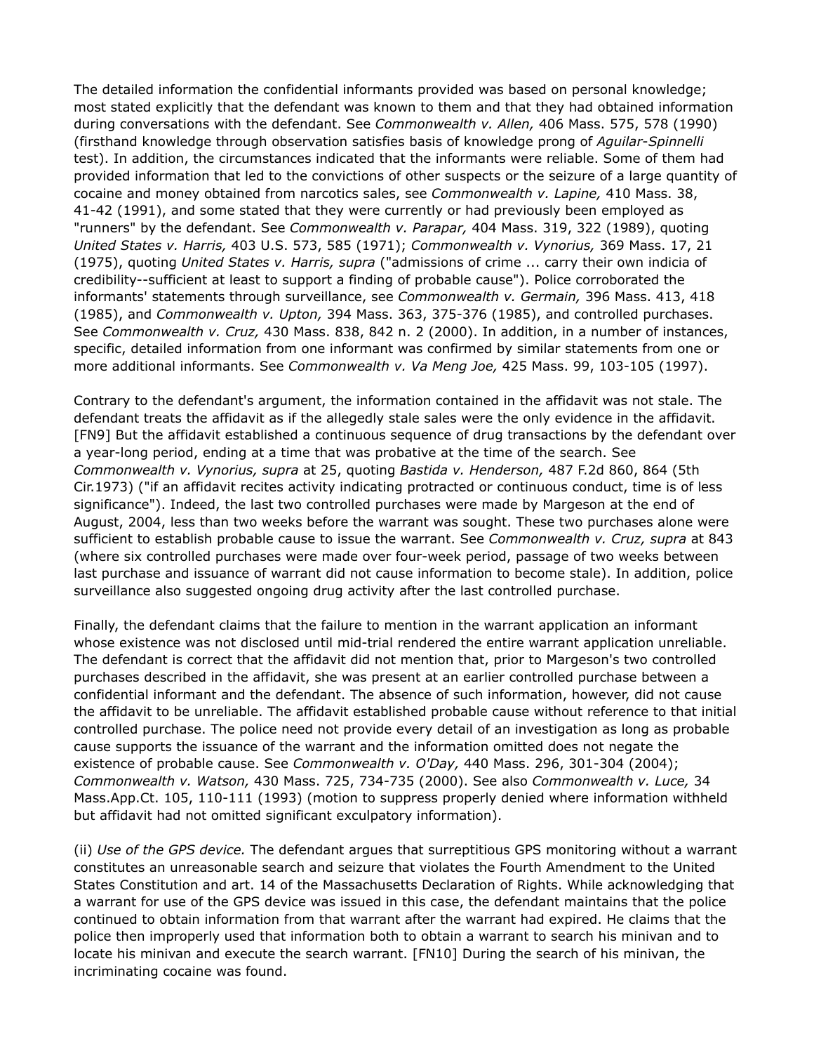The detailed information the confidential informants provided was based on personal knowledge; most stated explicitly that the defendant was known to them and that they had obtained information during conversations with the defendant. See *Commonwealth v. Allen,* 406 Mass. 575, 578 (1990) (firsthand knowledge through observation satisfies basis of knowledge prong of *Aguilar-Spinnelli* test). In addition, the circumstances indicated that the informants were reliable. Some of them had provided information that led to the convictions of other suspects or the seizure of a large quantity of cocaine and money obtained from narcotics sales, see *Commonwealth v. Lapine,* 410 Mass. 38, 41-42 (1991), and some stated that they were currently or had previously been employed as "runners" by the defendant. See *Commonwealth v. Parapar,* 404 Mass. 319, 322 (1989), quoting *United States v. Harris,* 403 U.S. 573, 585 (1971); *Commonwealth v. Vynorius,* 369 Mass. 17, 21 (1975), quoting *United States v. Harris, supra* ("admissions of crime ... carry their own indicia of credibility--sufficient at least to support a finding of probable cause"). Police corroborated the informants' statements through surveillance, see *Commonwealth v. Germain,* 396 Mass. 413, 418 (1985), and *Commonwealth v. Upton,* 394 Mass. 363, 375-376 (1985), and controlled purchases. See *Commonwealth v. Cruz,* 430 Mass. 838, 842 n. 2 (2000). In addition, in a number of instances, specific, detailed information from one informant was confirmed by similar statements from one or more additional informants. See *Commonwealth v. Va Meng Joe,* 425 Mass. 99, 103-105 (1997).

Contrary to the defendant's argument, the information contained in the affidavit was not stale. The defendant treats the affidavit as if the allegedly stale sales were the only evidence in the affidavit. [FN9] But the affidavit established a continuous sequence of drug transactions by the defendant over a year-long period, ending at a time that was probative at the time of the search. See *Commonwealth v. Vynorius, supra* at 25, quoting *Bastida v. Henderson,* 487 F.2d 860, 864 (5th Cir.1973) ("if an affidavit recites activity indicating protracted or continuous conduct, time is of less significance"). Indeed, the last two controlled purchases were made by Margeson at the end of August, 2004, less than two weeks before the warrant was sought. These two purchases alone were sufficient to establish probable cause to issue the warrant. See *Commonwealth v. Cruz, supra* at 843 (where six controlled purchases were made over four-week period, passage of two weeks between last purchase and issuance of warrant did not cause information to become stale). In addition, police surveillance also suggested ongoing drug activity after the last controlled purchase.

Finally, the defendant claims that the failure to mention in the warrant application an informant whose existence was not disclosed until mid-trial rendered the entire warrant application unreliable. The defendant is correct that the affidavit did not mention that, prior to Margeson's two controlled purchases described in the affidavit, she was present at an earlier controlled purchase between a confidential informant and the defendant. The absence of such information, however, did not cause the affidavit to be unreliable. The affidavit established probable cause without reference to that initial controlled purchase. The police need not provide every detail of an investigation as long as probable cause supports the issuance of the warrant and the information omitted does not negate the existence of probable cause. See *Commonwealth v. O'Day,* 440 Mass. 296, 301-304 (2004); *Commonwealth v. Watson,* 430 Mass. 725, 734-735 (2000). See also *Commonwealth v. Luce,* 34 Mass.App.Ct. 105, 110-111 (1993) (motion to suppress properly denied where information withheld but affidavit had not omitted significant exculpatory information).

(ii) *Use of the GPS device.* The defendant argues that surreptitious GPS monitoring without a warrant constitutes an unreasonable search and seizure that violates the Fourth Amendment to the United States Constitution and art. 14 of the Massachusetts Declaration of Rights. While acknowledging that a warrant for use of the GPS device was issued in this case, the defendant maintains that the police continued to obtain information from that warrant after the warrant had expired. He claims that the police then improperly used that information both to obtain a warrant to search his minivan and to locate his minivan and execute the search warrant. [FN10] During the search of his minivan, the incriminating cocaine was found.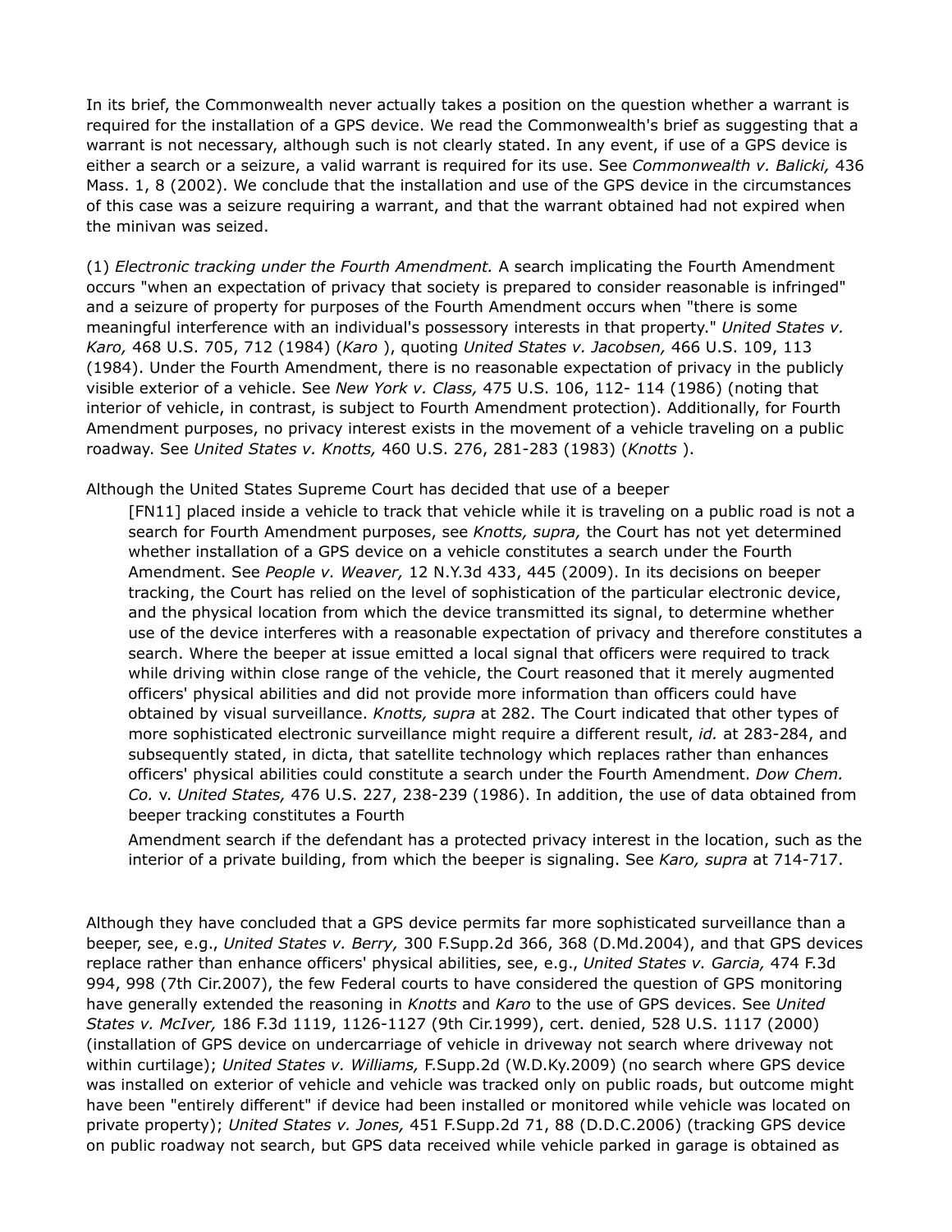In its brief, the Commonwealth never actually takes a position on the question whether a warrant is required for the installation of a GPS device. We read the Commonwealth's brief as suggesting that a warrant is not necessary, although such is not clearly stated. In any event, if use of a GPS device is either a search or a seizure, a valid warrant is required for its use. See *Commonwealth v. Balicki,* 436 Mass. 1, 8 (2002). We conclude that the installation and use of the GPS device in the circumstances of this case was a seizure requiring a warrant, and that the warrant obtained had not expired when the minivan was seized.

(1) *Electronic tracking under the Fourth Amendment.* A search implicating the Fourth Amendment occurs "when an expectation of privacy that society is prepared to consider reasonable is infringed" and a seizure of property for purposes of the Fourth Amendment occurs when "there is some meaningful interference with an individual's possessory interests in that property." *United States v. Karo,* 468 U.S. 705, 712 (1984) (*Karo* ), quoting *United States v. Jacobsen,* 466 U.S. 109, 113 (1984). Under the Fourth Amendment, there is no reasonable expectation of privacy in the publicly visible exterior of a vehicle. See *New York v. Class,* 475 U.S. 106, 112- 114 (1986) (noting that interior of vehicle, in contrast, is subject to Fourth Amendment protection). Additionally, for Fourth Amendment purposes, no privacy interest exists in the movement of a vehicle traveling on a public roadway. See *United States v. Knotts,* 460 U.S. 276, 281-283 (1983) (*Knotts* ).

Although the United States Supreme Court has decided that use of a beeper

> [FN11] placed inside a vehicle to track that vehicle while it is traveling on a public road is not a search for Fourth Amendment purposes, see *Knotts, supra,* the Court has not yet determined whether installation of a GPS device on a vehicle constitutes a search under the Fourth Amendment. See *People v. Weaver,* 12 N.Y.3d 433, 445 (2009). In its decisions on beeper tracking, the Court has relied on the level of sophistication of the particular electronic device, and the physical location from which the device transmitted its signal, to determine whether use of the device interferes with a reasonable expectation of privacy and therefore constitutes a search. Where the beeper at issue emitted a local signal that officers were required to track while driving within close range of the vehicle, the Court reasoned that it merely augmented officers' physical abilities and did not provide more information than officers could have obtained by visual surveillance. *Knotts, supra* at 282. The Court indicated that other types of more sophisticated electronic surveillance might require a different result, *id.* at 283-284, and subsequently stated, in dicta, that satellite technology which replaces rather than enhances officers' physical abilities could constitute a search under the Fourth Amendment. *Dow Chem. Co.* v. *United States,* 476 U.S. 227, 238-239 (1986). In addition, the use of data obtained from beeper tracking constitutes a Fourth
>
> Amendment search if the defendant has a protected privacy interest in the location, such as the interior of a private building, from which the beeper is signaling. See *Karo, supra* at 714-717.

Although they have concluded that a GPS device permits far more sophisticated surveillance than a beeper, see, e.g., *United States v. Berry,* 300 F.Supp.2d 366, 368 (D.Md.2004), and that GPS devices replace rather than enhance officers' physical abilities, see, e.g., *United States v. Garcia,* 474 F.3d 994, 998 (7th Cir.2007), the few Federal courts to have considered the question of GPS monitoring have generally extended the reasoning in *Knotts* and *Karo* to the use of GPS devices. See *United States v. McIver,* 186 F.3d 1119, 1126-1127 (9th Cir.1999), cert. denied, 528 U.S. 1117 (2000) (installation of GPS device on undercarriage of vehicle in driveway not search where driveway not within curtilage); *United States v. Williams,* F.Supp.2d (W.D.Ky.2009) (no search where GPS device was installed on exterior of vehicle and vehicle was tracked only on public roads, but outcome might have been "entirely different" if device had been installed or monitored while vehicle was located on private property); *United States v. Jones,* 451 F.Supp.2d 71, 88 (D.D.C.2006) (tracking GPS device on public roadway not search, but GPS data received while vehicle parked in garage is obtained as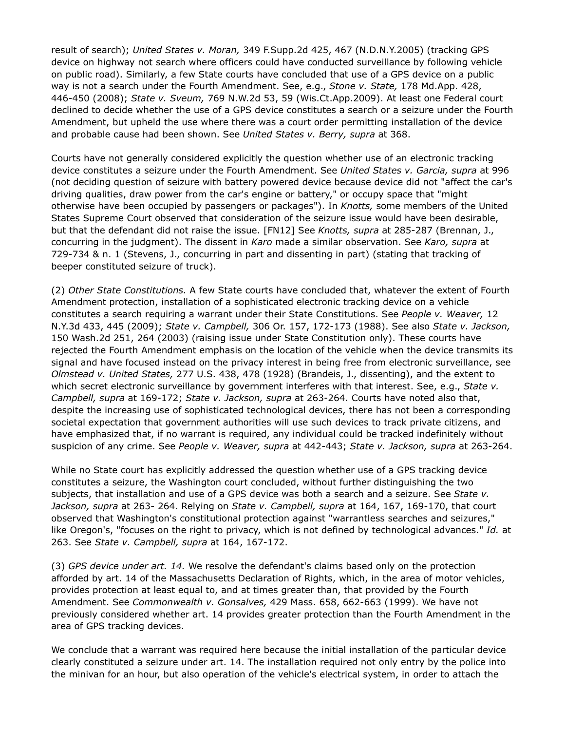result of search); *United States v. Moran,* 349 F.Supp.2d 425, 467 (N.D.N.Y.2005) (tracking GPS device on highway not search where officers could have conducted surveillance by following vehicle on public road). Similarly, a few State courts have concluded that use of a GPS device on a public way is not a search under the Fourth Amendment. See, e.g., *Stone v. State,* 178 Md.App. 428, 446-450 (2008); *State v. Sveum,* 769 N.W.2d 53, 59 (Wis.Ct.App.2009). At least one Federal court declined to decide whether the use of a GPS device constitutes a search or a seizure under the Fourth Amendment, but upheld the use where there was a court order permitting installation of the device and probable cause had been shown. See *United States v. Berry, supra* at 368.

Courts have not generally considered explicitly the question whether use of an electronic tracking device constitutes a seizure under the Fourth Amendment. See *United States v. Garcia, supra* at 996 (not deciding question of seizure with battery powered device because device did not "affect the car's driving qualities, draw power from the car's engine or battery," or occupy space that "might otherwise have been occupied by passengers or packages"). In *Knotts,* some members of the United States Supreme Court observed that consideration of the seizure issue would have been desirable, but that the defendant did not raise the issue. [FN12] See *Knotts, supra* at 285-287 (Brennan, J., concurring in the judgment). The dissent in *Karo* made a similar observation. See *Karo, supra* at 729-734 & n. 1 (Stevens, J., concurring in part and dissenting in part) (stating that tracking of beeper constituted seizure of truck).

(2) *Other State Constitutions.* A few State courts have concluded that, whatever the extent of Fourth Amendment protection, installation of a sophisticated electronic tracking device on a vehicle constitutes a search requiring a warrant under their State Constitutions. See *People v. Weaver,* 12 N.Y.3d 433, 445 (2009); *State v. Campbell,* 306 Or. 157, 172-173 (1988). See also *State v. Jackson,* 150 Wash.2d 251, 264 (2003) (raising issue under State Constitution only). These courts have rejected the Fourth Amendment emphasis on the location of the vehicle when the device transmits its signal and have focused instead on the privacy interest in being free from electronic surveillance, see *Olmstead v. United States,* 277 U.S. 438, 478 (1928) (Brandeis, J., dissenting), and the extent to which secret electronic surveillance by government interferes with that interest. See, e.g., *State v. Campbell, supra* at 169-172; *State v. Jackson, supra* at 263-264. Courts have noted also that, despite the increasing use of sophisticated technological devices, there has not been a corresponding societal expectation that government authorities will use such devices to track private citizens, and have emphasized that, if no warrant is required, any individual could be tracked indefinitely without suspicion of any crime. See *People v. Weaver, supra* at 442-443; *State v. Jackson, supra* at 263-264.

While no State court has explicitly addressed the question whether use of a GPS tracking device constitutes a seizure, the Washington court concluded, without further distinguishing the two subjects, that installation and use of a GPS device was both a search and a seizure. See *State v. Jackson, supra* at 263- 264. Relying on *State v. Campbell, supra* at 164, 167, 169-170, that court observed that Washington's constitutional protection against "warrantless searches and seizures," like Oregon's, "focuses on the right to privacy, which is not defined by technological advances." *Id.* at 263. See *State v. Campbell, supra* at 164, 167-172.

(3) *GPS device under art. 14.* We resolve the defendant's claims based only on the protection afforded by art. 14 of the Massachusetts Declaration of Rights, which, in the area of motor vehicles, provides protection at least equal to, and at times greater than, that provided by the Fourth Amendment. See *Commonwealth v. Gonsalves,* 429 Mass. 658, 662-663 (1999). We have not previously considered whether art. 14 provides greater protection than the Fourth Amendment in the area of GPS tracking devices.

We conclude that a warrant was required here because the initial installation of the particular device clearly constituted a seizure under art. 14. The installation required not only entry by the police into the minivan for an hour, but also operation of the vehicle's electrical system, in order to attach the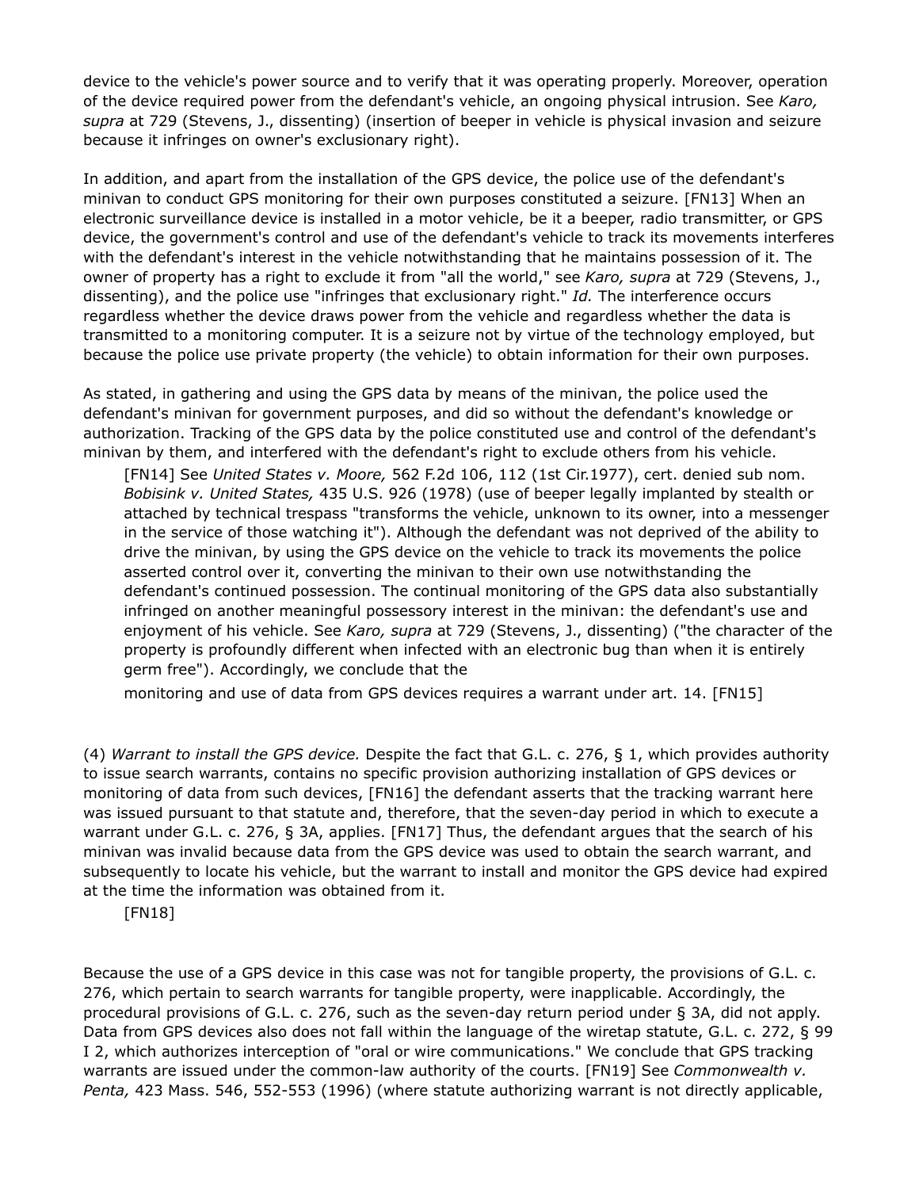device to the vehicle's power source and to verify that it was operating properly. Moreover, operation of the device required power from the defendant's vehicle, an ongoing physical intrusion. See *Karo, supra* at 729 (Stevens, J., dissenting) (insertion of beeper in vehicle is physical invasion and seizure because it infringes on owner's exclusionary right).

In addition, and apart from the installation of the GPS device, the police use of the defendant's minivan to conduct GPS monitoring for their own purposes constituted a seizure. [FN13] When an electronic surveillance device is installed in a motor vehicle, be it a beeper, radio transmitter, or GPS device, the government's control and use of the defendant's vehicle to track its movements interferes with the defendant's interest in the vehicle notwithstanding that he maintains possession of it. The owner of property has a right to exclude it from "all the world," see *Karo, supra* at 729 (Stevens, J., dissenting), and the police use "infringes that exclusionary right." *Id.* The interference occurs regardless whether the device draws power from the vehicle and regardless whether the data is transmitted to a monitoring computer. It is a seizure not by virtue of the technology employed, but because the police use private property (the vehicle) to obtain information for their own purposes.

As stated, in gathering and using the GPS data by means of the minivan, the police used the defendant's minivan for government purposes, and did so without the defendant's knowledge or authorization. Tracking of the GPS data by the police constituted use and control of the defendant's minivan by them, and interfered with the defendant's right to exclude others from his vehicle.

> [FN14] See *United States v. Moore,* 562 F.2d 106, 112 (1st Cir.1977), cert. denied sub nom. *Bobisink v. United States,* 435 U.S. 926 (1978) (use of beeper legally implanted by stealth or attached by technical trespass "transforms the vehicle, unknown to its owner, into a messenger in the service of those watching it"). Although the defendant was not deprived of the ability to drive the minivan, by using the GPS device on the vehicle to track its movements the police asserted control over it, converting the minivan to their own use notwithstanding the defendant's continued possession. The continual monitoring of the GPS data also substantially infringed on another meaningful possessory interest in the minivan: the defendant's use and enjoyment of his vehicle. See *Karo, supra* at 729 (Stevens, J., dissenting) ("the character of the property is profoundly different when infected with an electronic bug than when it is entirely germ free"). Accordingly, we conclude that the
>
> monitoring and use of data from GPS devices requires a warrant under art. 14. [FN15]

(4) *Warrant to install the GPS device.* Despite the fact that G.L. c. 276, § 1, which provides authority to issue search warrants, contains no specific provision authorizing installation of GPS devices or monitoring of data from such devices, [FN16] the defendant asserts that the tracking warrant here was issued pursuant to that statute and, therefore, that the seven-day period in which to execute a warrant under G.L. c. 276, § 3A, applies. [FN17] Thus, the defendant argues that the search of his minivan was invalid because data from the GPS device was used to obtain the search warrant, and subsequently to locate his vehicle, but the warrant to install and monitor the GPS device had expired at the time the information was obtained from it.

> [FN18]

Because the use of a GPS device in this case was not for tangible property, the provisions of G.L. c. 276, which pertain to search warrants for tangible property, were inapplicable. Accordingly, the procedural provisions of G.L. c. 276, such as the seven-day return period under § 3A, did not apply. Data from GPS devices also does not fall within the language of the wiretap statute, G.L. c. 272, § 99 I 2, which authorizes interception of "oral or wire communications." We conclude that GPS tracking warrants are issued under the common-law authority of the courts. [FN19] See *Commonwealth v. Penta,* 423 Mass. 546, 552-553 (1996) (where statute authorizing warrant is not directly applicable,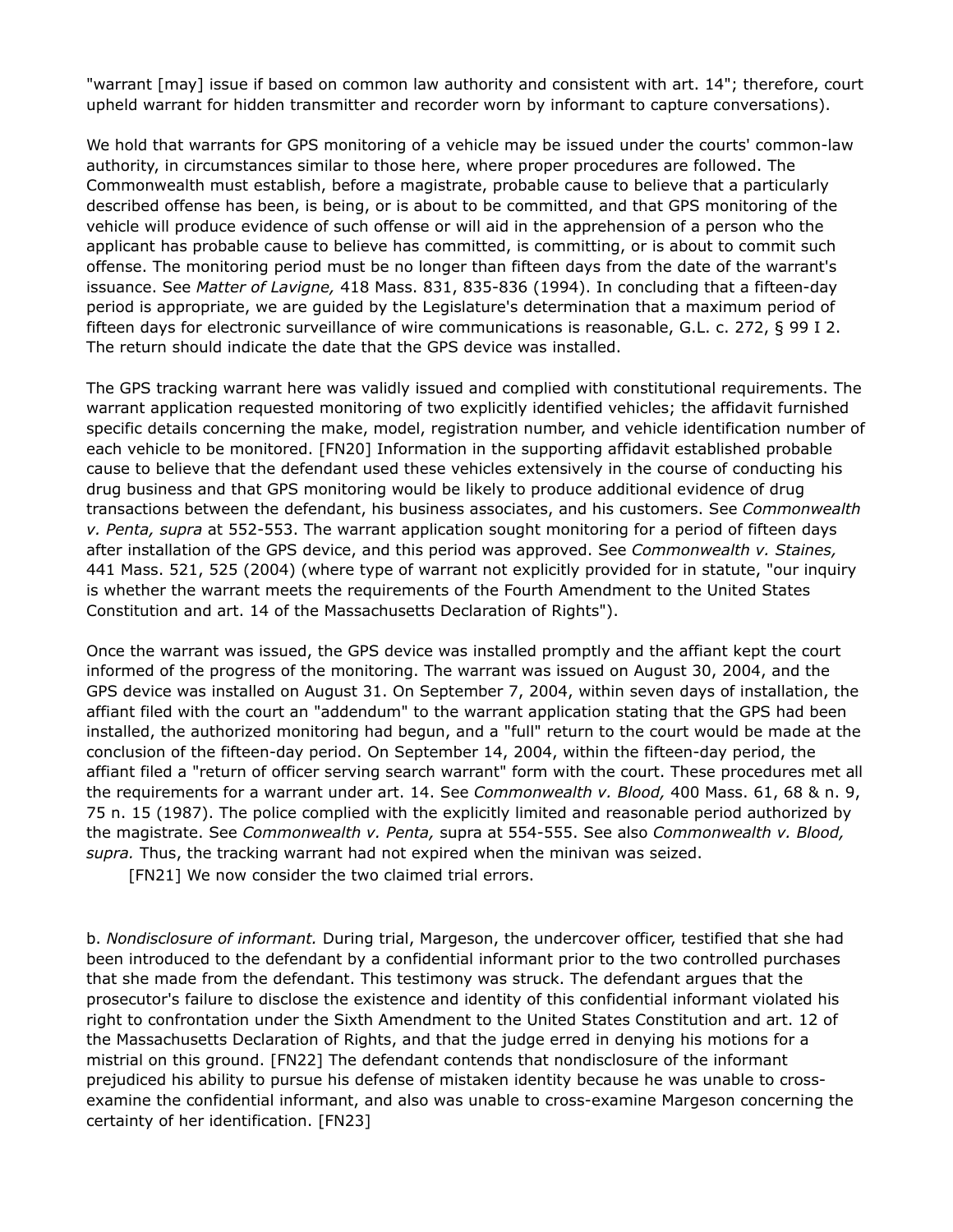"warrant [may] issue if based on common law authority and consistent with art. 14"; therefore, court upheld warrant for hidden transmitter and recorder worn by informant to capture conversations).

We hold that warrants for GPS monitoring of a vehicle may be issued under the courts' common-law authority, in circumstances similar to those here, where proper procedures are followed. The Commonwealth must establish, before a magistrate, probable cause to believe that a particularly described offense has been, is being, or is about to be committed, and that GPS monitoring of the vehicle will produce evidence of such offense or will aid in the apprehension of a person who the applicant has probable cause to believe has committed, is committing, or is about to commit such offense. The monitoring period must be no longer than fifteen days from the date of the warrant's issuance. See *Matter of Lavigne,* 418 Mass. 831, 835-836 (1994). In concluding that a fifteen-day period is appropriate, we are guided by the Legislature's determination that a maximum period of fifteen days for electronic surveillance of wire communications is reasonable, G.L. c. 272, § 99 I 2. The return should indicate the date that the GPS device was installed.

The GPS tracking warrant here was validly issued and complied with constitutional requirements. The warrant application requested monitoring of two explicitly identified vehicles; the affidavit furnished specific details concerning the make, model, registration number, and vehicle identification number of each vehicle to be monitored. [FN20] Information in the supporting affidavit established probable cause to believe that the defendant used these vehicles extensively in the course of conducting his drug business and that GPS monitoring would be likely to produce additional evidence of drug transactions between the defendant, his business associates, and his customers. See *Commonwealth v. Penta, supra* at 552-553. The warrant application sought monitoring for a period of fifteen days after installation of the GPS device, and this period was approved. See *Commonwealth v. Staines,* 441 Mass. 521, 525 (2004) (where type of warrant not explicitly provided for in statute, "our inquiry is whether the warrant meets the requirements of the Fourth Amendment to the United States Constitution and art. 14 of the Massachusetts Declaration of Rights").

Once the warrant was issued, the GPS device was installed promptly and the affiant kept the court informed of the progress of the monitoring. The warrant was issued on August 30, 2004, and the GPS device was installed on August 31. On September 7, 2004, within seven days of installation, the affiant filed with the court an "addendum" to the warrant application stating that the GPS had been installed, the authorized monitoring had begun, and a "full" return to the court would be made at the conclusion of the fifteen-day period. On September 14, 2004, within the fifteen-day period, the affiant filed a "return of officer serving search warrant" form with the court. These procedures met all the requirements for a warrant under art. 14. See *Commonwealth v. Blood,* 400 Mass. 61, 68 & n. 9, 75 n. 15 (1987). The police complied with the explicitly limited and reasonable period authorized by the magistrate. See *Commonwealth v. Penta,* supra at 554-555. See also *Commonwealth v. Blood, supra.* Thus, the tracking warrant had not expired when the minivan was seized.

[FN21] We now consider the two claimed trial errors.

b. *Nondisclosure of informant.* During trial, Margeson, the undercover officer, testified that she had been introduced to the defendant by a confidential informant prior to the two controlled purchases that she made from the defendant. This testimony was struck. The defendant argues that the prosecutor's failure to disclose the existence and identity of this confidential informant violated his right to confrontation under the Sixth Amendment to the United States Constitution and art. 12 of the Massachusetts Declaration of Rights, and that the judge erred in denying his motions for a mistrial on this ground. [FN22] The defendant contends that nondisclosure of the informant prejudiced his ability to pursue his defense of mistaken identity because he was unable to cross-examine the confidential informant, and also was unable to cross-examine Margeson concerning the certainty of her identification. [FN23]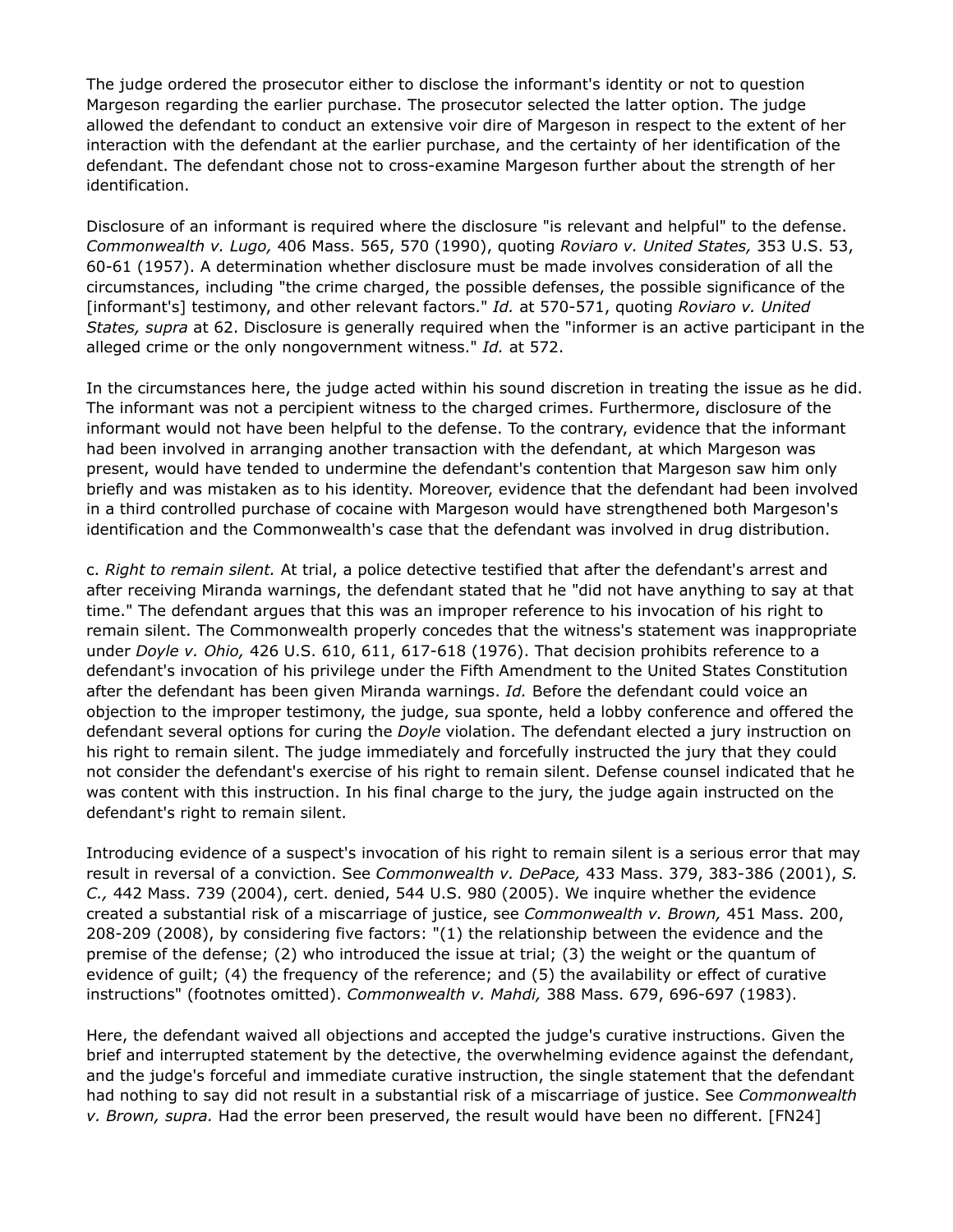The judge ordered the prosecutor either to disclose the informant's identity or not to question Margeson regarding the earlier purchase. The prosecutor selected the latter option. The judge allowed the defendant to conduct an extensive voir dire of Margeson in respect to the extent of her interaction with the defendant at the earlier purchase, and the certainty of her identification of the defendant. The defendant chose not to cross-examine Margeson further about the strength of her identification.

Disclosure of an informant is required where the disclosure "is relevant and helpful" to the defense. *Commonwealth v. Lugo,* 406 Mass. 565, 570 (1990), quoting *Roviaro v. United States,* 353 U.S. 53, 60-61 (1957). A determination whether disclosure must be made involves consideration of all the circumstances, including "the crime charged, the possible defenses, the possible significance of the [informant's] testimony, and other relevant factors." *Id.* at 570-571, quoting *Roviaro v. United States, supra* at 62. Disclosure is generally required when the "informer is an active participant in the alleged crime or the only nongovernment witness." *Id.* at 572.

In the circumstances here, the judge acted within his sound discretion in treating the issue as he did. The informant was not a percipient witness to the charged crimes. Furthermore, disclosure of the informant would not have been helpful to the defense. To the contrary, evidence that the informant had been involved in arranging another transaction with the defendant, at which Margeson was present, would have tended to undermine the defendant's contention that Margeson saw him only briefly and was mistaken as to his identity. Moreover, evidence that the defendant had been involved in a third controlled purchase of cocaine with Margeson would have strengthened both Margeson's identification and the Commonwealth's case that the defendant was involved in drug distribution.

c. *Right to remain silent.* At trial, a police detective testified that after the defendant's arrest and after receiving Miranda warnings, the defendant stated that he "did not have anything to say at that time." The defendant argues that this was an improper reference to his invocation of his right to remain silent. The Commonwealth properly concedes that the witness's statement was inappropriate under *Doyle v. Ohio,* 426 U.S. 610, 611, 617-618 (1976). That decision prohibits reference to a defendant's invocation of his privilege under the Fifth Amendment to the United States Constitution after the defendant has been given Miranda warnings. *Id.* Before the defendant could voice an objection to the improper testimony, the judge, sua sponte, held a lobby conference and offered the defendant several options for curing the *Doyle* violation. The defendant elected a jury instruction on his right to remain silent. The judge immediately and forcefully instructed the jury that they could not consider the defendant's exercise of his right to remain silent. Defense counsel indicated that he was content with this instruction. In his final charge to the jury, the judge again instructed on the defendant's right to remain silent.

Introducing evidence of a suspect's invocation of his right to remain silent is a serious error that may result in reversal of a conviction. See *Commonwealth v. DePace,* 433 Mass. 379, 383-386 (2001), *S. C.,* 442 Mass. 739 (2004), cert. denied, 544 U.S. 980 (2005). We inquire whether the evidence created a substantial risk of a miscarriage of justice, see *Commonwealth v. Brown,* 451 Mass. 200, 208-209 (2008), by considering five factors: "(1) the relationship between the evidence and the premise of the defense; (2) who introduced the issue at trial; (3) the weight or the quantum of evidence of guilt; (4) the frequency of the reference; and (5) the availability or effect of curative instructions" (footnotes omitted). *Commonwealth v. Mahdi,* 388 Mass. 679, 696-697 (1983).

Here, the defendant waived all objections and accepted the judge's curative instructions. Given the brief and interrupted statement by the detective, the overwhelming evidence against the defendant, and the judge's forceful and immediate curative instruction, the single statement that the defendant had nothing to say did not result in a substantial risk of a miscarriage of justice. See *Commonwealth v. Brown, supra.* Had the error been preserved, the result would have been no different. [FN24]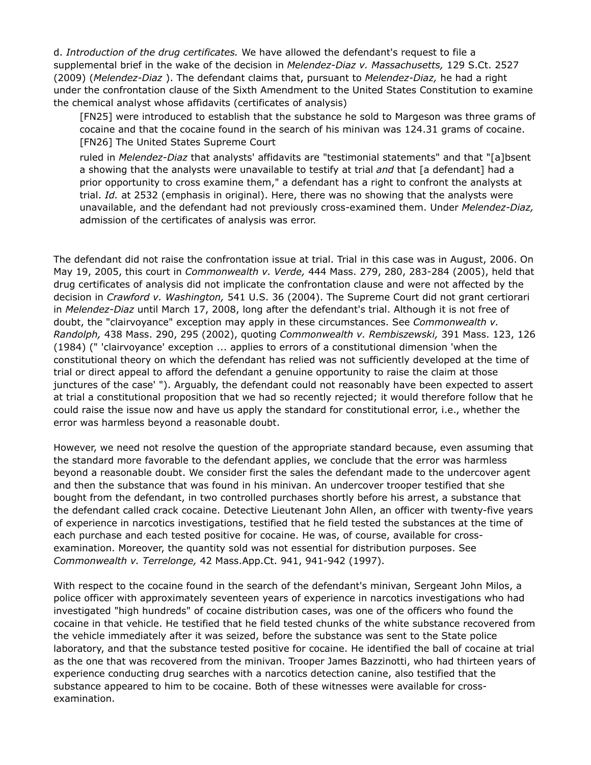d. *Introduction of the drug certificates.* We have allowed the defendant's request to file a supplemental brief in the wake of the decision in *Melendez-Diaz v. Massachusetts,* 129 S.Ct. 2527 (2009) (*Melendez-Diaz* ). The defendant claims that, pursuant to *Melendez-Diaz,* he had a right under the confrontation clause of the Sixth Amendment to the United States Constitution to examine the chemical analyst whose affidavits (certificates of analysis)

> [FN25] were introduced to establish that the substance he sold to Margeson was three grams of cocaine and that the cocaine found in the search of his minivan was 124.31 grams of cocaine. [FN26] The United States Supreme Court
>
> ruled in *Melendez-Diaz* that analysts' affidavits are "testimonial statements" and that "[a]bsent a showing that the analysts were unavailable to testify at trial *and* that [a defendant] had a prior opportunity to cross examine them," a defendant has a right to confront the analysts at trial. *Id.* at 2532 (emphasis in original). Here, there was no showing that the analysts were unavailable, and the defendant had not previously cross-examined them. Under *Melendez-Diaz,* admission of the certificates of analysis was error.

The defendant did not raise the confrontation issue at trial. Trial in this case was in August, 2006. On May 19, 2005, this court in *Commonwealth v. Verde,* 444 Mass. 279, 280, 283-284 (2005), held that drug certificates of analysis did not implicate the confrontation clause and were not affected by the decision in *Crawford v. Washington,* 541 U.S. 36 (2004). The Supreme Court did not grant certiorari in *Melendez-Diaz* until March 17, 2008, long after the defendant's trial. Although it is not free of doubt, the "clairvoyance" exception may apply in these circumstances. See *Commonwealth v. Randolph,* 438 Mass. 290, 295 (2002), quoting *Commonwealth v. Rembiszewski,* 391 Mass. 123, 126 (1984) (" 'clairvoyance' exception ... applies to errors of a constitutional dimension 'when the constitutional theory on which the defendant has relied was not sufficiently developed at the time of trial or direct appeal to afford the defendant a genuine opportunity to raise the claim at those junctures of the case' "). Arguably, the defendant could not reasonably have been expected to assert at trial a constitutional proposition that we had so recently rejected; it would therefore follow that he could raise the issue now and have us apply the standard for constitutional error, i.e., whether the error was harmless beyond a reasonable doubt.

However, we need not resolve the question of the appropriate standard because, even assuming that the standard more favorable to the defendant applies, we conclude that the error was harmless beyond a reasonable doubt. We consider first the sales the defendant made to the undercover agent and then the substance that was found in his minivan. An undercover trooper testified that she bought from the defendant, in two controlled purchases shortly before his arrest, a substance that the defendant called crack cocaine. Detective Lieutenant John Allen, an officer with twenty-five years of experience in narcotics investigations, testified that he field tested the substances at the time of each purchase and each tested positive for cocaine. He was, of course, available for cross-examination. Moreover, the quantity sold was not essential for distribution purposes. See *Commonwealth v. Terrelonge,* 42 Mass.App.Ct. 941, 941-942 (1997).

With respect to the cocaine found in the search of the defendant's minivan, Sergeant John Milos, a police officer with approximately seventeen years of experience in narcotics investigations who had investigated "high hundreds" of cocaine distribution cases, was one of the officers who found the cocaine in that vehicle. He testified that he field tested chunks of the white substance recovered from the vehicle immediately after it was seized, before the substance was sent to the State police laboratory, and that the substance tested positive for cocaine. He identified the ball of cocaine at trial as the one that was recovered from the minivan. Trooper James Bazzinotti, who had thirteen years of experience conducting drug searches with a narcotics detection canine, also testified that the substance appeared to him to be cocaine. Both of these witnesses were available for cross-examination.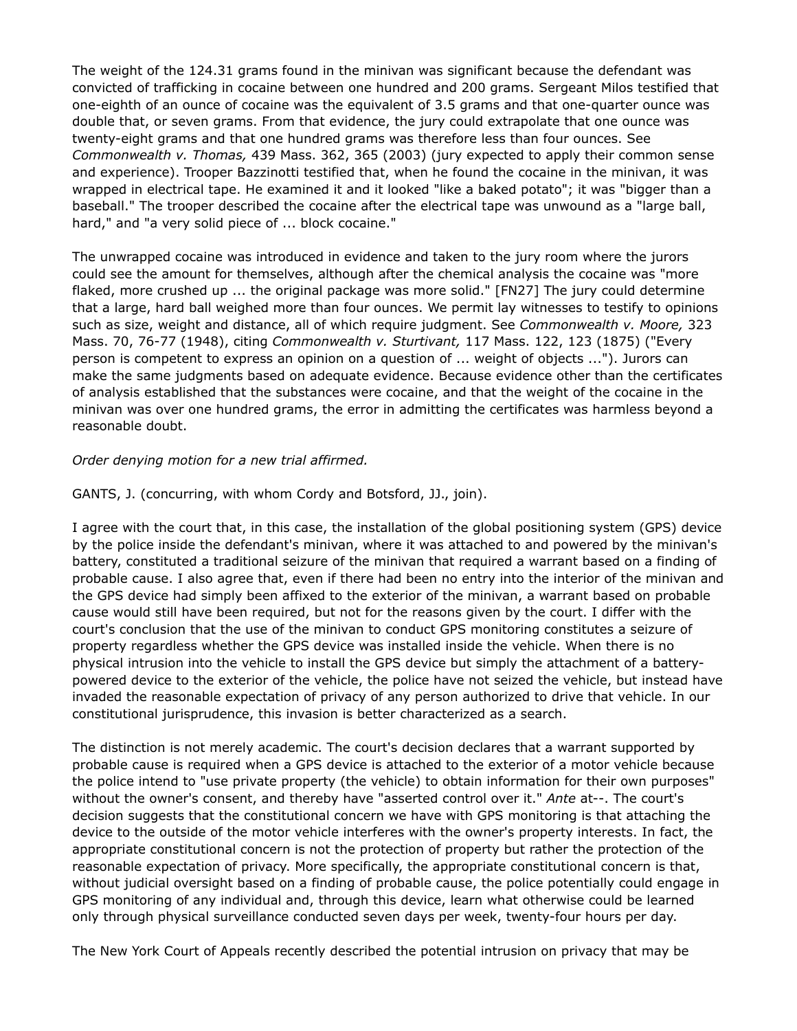The weight of the 124.31 grams found in the minivan was significant because the defendant was convicted of trafficking in cocaine between one hundred and 200 grams. Sergeant Milos testified that one-eighth of an ounce of cocaine was the equivalent of 3.5 grams and that one-quarter ounce was double that, or seven grams. From that evidence, the jury could extrapolate that one ounce was twenty-eight grams and that one hundred grams was therefore less than four ounces. See *Commonwealth v. Thomas,* 439 Mass. 362, 365 (2003) (jury expected to apply their common sense and experience). Trooper Bazzinotti testified that, when he found the cocaine in the minivan, it was wrapped in electrical tape. He examined it and it looked "like a baked potato"; it was "bigger than a baseball." The trooper described the cocaine after the electrical tape was unwound as a "large ball, hard," and "a very solid piece of ... block cocaine."

The unwrapped cocaine was introduced in evidence and taken to the jury room where the jurors could see the amount for themselves, although after the chemical analysis the cocaine was "more flaked, more crushed up ... the original package was more solid." [FN27] The jury could determine that a large, hard ball weighed more than four ounces. We permit lay witnesses to testify to opinions such as size, weight and distance, all of which require judgment. See *Commonwealth v. Moore,* 323 Mass. 70, 76-77 (1948), citing *Commonwealth v. Sturtivant,* 117 Mass. 122, 123 (1875) ("Every person is competent to express an opinion on a question of ... weight of objects ..."). Jurors can make the same judgments based on adequate evidence. Because evidence other than the certificates of analysis established that the substances were cocaine, and that the weight of the cocaine in the minivan was over one hundred grams, the error in admitting the certificates was harmless beyond a reasonable doubt.

*Order denying motion for a new trial affirmed.*

GANTS, J. (concurring, with whom Cordy and Botsford, JJ., join).

I agree with the court that, in this case, the installation of the global positioning system (GPS) device by the police inside the defendant's minivan, where it was attached to and powered by the minivan's battery, constituted a traditional seizure of the minivan that required a warrant based on a finding of probable cause. I also agree that, even if there had been no entry into the interior of the minivan and the GPS device had simply been affixed to the exterior of the minivan, a warrant based on probable cause would still have been required, but not for the reasons given by the court. I differ with the court's conclusion that the use of the minivan to conduct GPS monitoring constitutes a seizure of property regardless whether the GPS device was installed inside the vehicle. When there is no physical intrusion into the vehicle to install the GPS device but simply the attachment of a battery-powered device to the exterior of the vehicle, the police have not seized the vehicle, but instead have invaded the reasonable expectation of privacy of any person authorized to drive that vehicle. In our constitutional jurisprudence, this invasion is better characterized as a search.

The distinction is not merely academic. The court's decision declares that a warrant supported by probable cause is required when a GPS device is attached to the exterior of a motor vehicle because the police intend to "use private property (the vehicle) to obtain information for their own purposes" without the owner's consent, and thereby have "asserted control over it." *Ante* at--. The court's decision suggests that the constitutional concern we have with GPS monitoring is that attaching the device to the outside of the motor vehicle interferes with the owner's property interests. In fact, the appropriate constitutional concern is not the protection of property but rather the protection of the reasonable expectation of privacy. More specifically, the appropriate constitutional concern is that, without judicial oversight based on a finding of probable cause, the police potentially could engage in GPS monitoring of any individual and, through this device, learn what otherwise could be learned only through physical surveillance conducted seven days per week, twenty-four hours per day.

The New York Court of Appeals recently described the potential intrusion on privacy that may be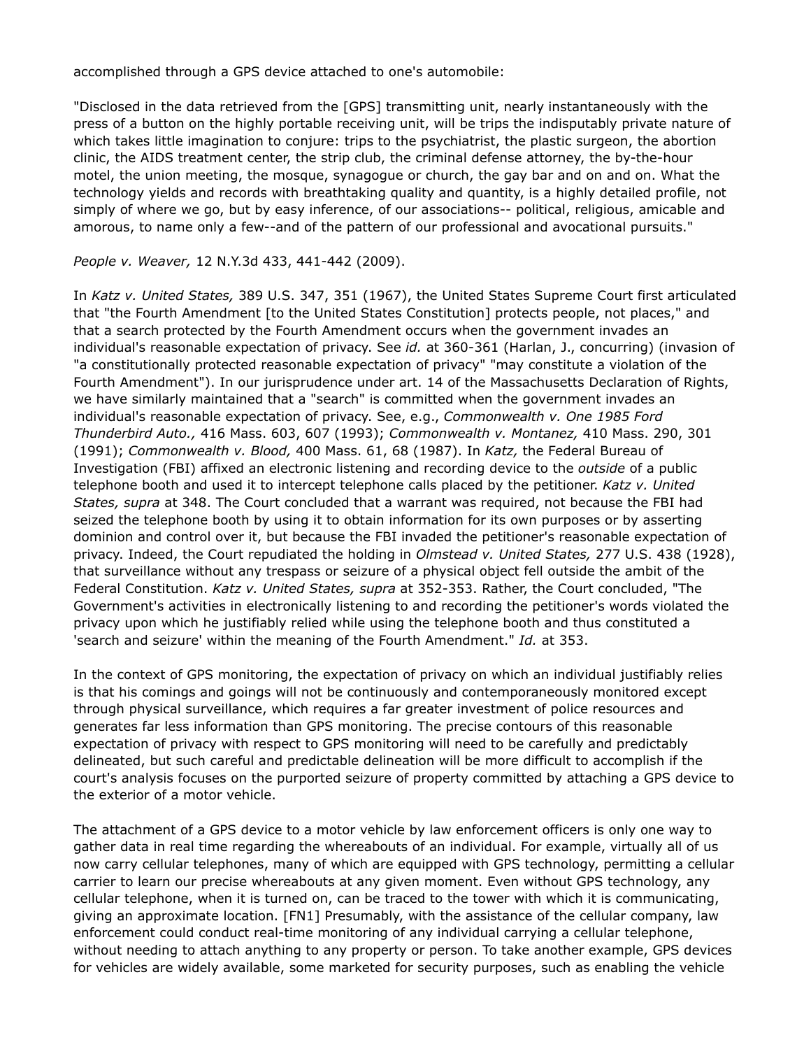accomplished through a GPS device attached to one's automobile:

"Disclosed in the data retrieved from the [GPS] transmitting unit, nearly instantaneously with the press of a button on the highly portable receiving unit, will be trips the indisputably private nature of which takes little imagination to conjure: trips to the psychiatrist, the plastic surgeon, the abortion clinic, the AIDS treatment center, the strip club, the criminal defense attorney, the by-the-hour motel, the union meeting, the mosque, synagogue or church, the gay bar and on and on. What the technology yields and records with breathtaking quality and quantity, is a highly detailed profile, not simply of where we go, but by easy inference, of our associations-- political, religious, amicable and amorous, to name only a few--and of the pattern of our professional and avocational pursuits."

*People v. Weaver,* 12 N.Y.3d 433, 441-442 (2009).

In *Katz v. United States,* 389 U.S. 347, 351 (1967), the United States Supreme Court first articulated that "the Fourth Amendment [to the United States Constitution] protects people, not places," and that a search protected by the Fourth Amendment occurs when the government invades an individual's reasonable expectation of privacy. See *id.* at 360-361 (Harlan, J., concurring) (invasion of "a constitutionally protected reasonable expectation of privacy" "may constitute a violation of the Fourth Amendment"). In our jurisprudence under art. 14 of the Massachusetts Declaration of Rights, we have similarly maintained that a "search" is committed when the government invades an individual's reasonable expectation of privacy. See, e.g., *Commonwealth v. One 1985 Ford Thunderbird Auto.,* 416 Mass. 603, 607 (1993); *Commonwealth v. Montanez,* 410 Mass. 290, 301 (1991); *Commonwealth v. Blood,* 400 Mass. 61, 68 (1987). In *Katz,* the Federal Bureau of Investigation (FBI) affixed an electronic listening and recording device to the *outside* of a public telephone booth and used it to intercept telephone calls placed by the petitioner. *Katz v. United States, supra* at 348. The Court concluded that a warrant was required, not because the FBI had seized the telephone booth by using it to obtain information for its own purposes or by asserting dominion and control over it, but because the FBI invaded the petitioner's reasonable expectation of privacy. Indeed, the Court repudiated the holding in *Olmstead v. United States,* 277 U.S. 438 (1928), that surveillance without any trespass or seizure of a physical object fell outside the ambit of the Federal Constitution. *Katz v. United States, supra* at 352-353. Rather, the Court concluded, "The Government's activities in electronically listening to and recording the petitioner's words violated the privacy upon which he justifiably relied while using the telephone booth and thus constituted a 'search and seizure' within the meaning of the Fourth Amendment." *Id.* at 353.

In the context of GPS monitoring, the expectation of privacy on which an individual justifiably relies is that his comings and goings will not be continuously and contemporaneously monitored except through physical surveillance, which requires a far greater investment of police resources and generates far less information than GPS monitoring. The precise contours of this reasonable expectation of privacy with respect to GPS monitoring will need to be carefully and predictably delineated, but such careful and predictable delineation will be more difficult to accomplish if the court's analysis focuses on the purported seizure of property committed by attaching a GPS device to the exterior of a motor vehicle.

The attachment of a GPS device to a motor vehicle by law enforcement officers is only one way to gather data in real time regarding the whereabouts of an individual. For example, virtually all of us now carry cellular telephones, many of which are equipped with GPS technology, permitting a cellular carrier to learn our precise whereabouts at any given moment. Even without GPS technology, any cellular telephone, when it is turned on, can be traced to the tower with which it is communicating, giving an approximate location. [FN1] Presumably, with the assistance of the cellular company, law enforcement could conduct real-time monitoring of any individual carrying a cellular telephone, without needing to attach anything to any property or person. To take another example, GPS devices for vehicles are widely available, some marketed for security purposes, such as enabling the vehicle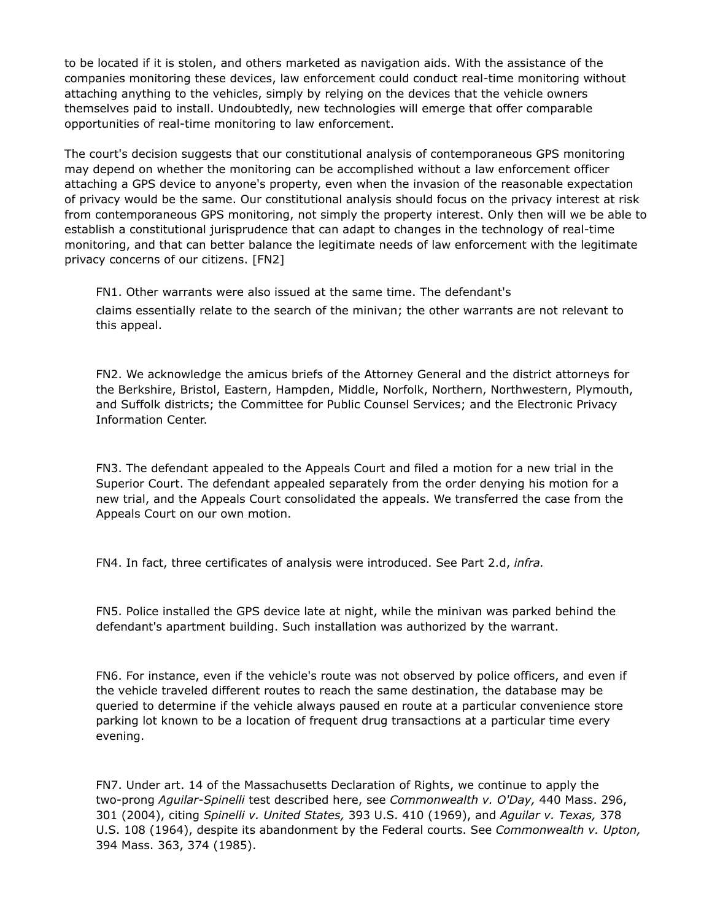to be located if it is stolen, and others marketed as navigation aids. With the assistance of the companies monitoring these devices, law enforcement could conduct real-time monitoring without attaching anything to the vehicles, simply by relying on the devices that the vehicle owners themselves paid to install. Undoubtedly, new technologies will emerge that offer comparable opportunities of real-time monitoring to law enforcement.

The court's decision suggests that our constitutional analysis of contemporaneous GPS monitoring may depend on whether the monitoring can be accomplished without a law enforcement officer attaching a GPS device to anyone's property, even when the invasion of the reasonable expectation of privacy would be the same. Our constitutional analysis should focus on the privacy interest at risk from contemporaneous GPS monitoring, not simply the property interest. Only then will we be able to establish a constitutional jurisprudence that can adapt to changes in the technology of real-time monitoring, and that can better balance the legitimate needs of law enforcement with the legitimate privacy concerns of our citizens. [FN2]

FN1. Other warrants were also issued at the same time. The defendant's claims essentially relate to the search of the minivan; the other warrants are not relevant to this appeal.

FN2. We acknowledge the amicus briefs of the Attorney General and the district attorneys for the Berkshire, Bristol, Eastern, Hampden, Middle, Norfolk, Northern, Northwestern, Plymouth, and Suffolk districts; the Committee for Public Counsel Services; and the Electronic Privacy Information Center.

FN3. The defendant appealed to the Appeals Court and filed a motion for a new trial in the Superior Court. The defendant appealed separately from the order denying his motion for a new trial, and the Appeals Court consolidated the appeals. We transferred the case from the Appeals Court on our own motion.

FN4. In fact, three certificates of analysis were introduced. See Part 2.d, *infra.*

FN5. Police installed the GPS device late at night, while the minivan was parked behind the defendant's apartment building. Such installation was authorized by the warrant.

FN6. For instance, even if the vehicle's route was not observed by police officers, and even if the vehicle traveled different routes to reach the same destination, the database may be queried to determine if the vehicle always paused en route at a particular convenience store parking lot known to be a location of frequent drug transactions at a particular time every evening.

FN7. Under art. 14 of the Massachusetts Declaration of Rights, we continue to apply the two-prong *Aguilar-Spinelli* test described here, see *Commonwealth v. O'Day,* 440 Mass. 296, 301 (2004), citing *Spinelli v. United States,* 393 U.S. 410 (1969), and *Aguilar v. Texas,* 378 U.S. 108 (1964), despite its abandonment by the Federal courts. See *Commonwealth v. Upton,* 394 Mass. 363, 374 (1985).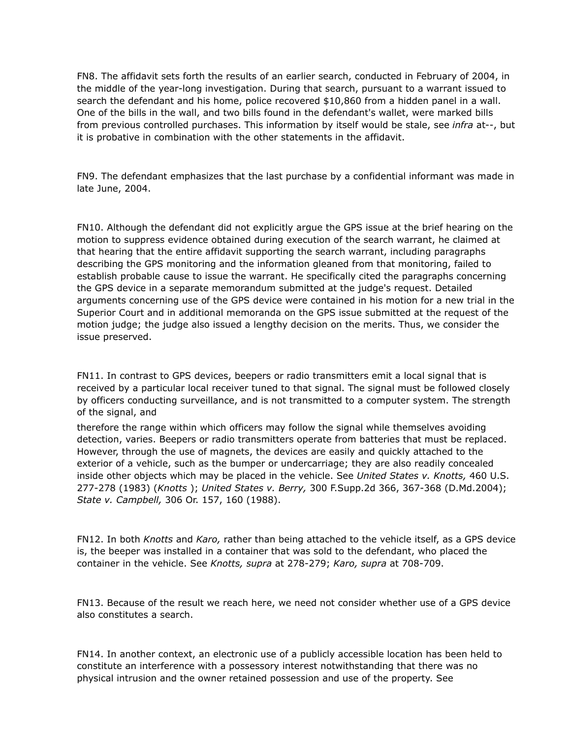FN8. The affidavit sets forth the results of an earlier search, conducted in February of 2004, in the middle of the year-long investigation. During that search, pursuant to a warrant issued to search the defendant and his home, police recovered $10,860 from a hidden panel in a wall. One of the bills in the wall, and two bills found in the defendant's wallet, were marked bills from previous controlled purchases. This information by itself would be stale, see *infra* at--, but it is probative in combination with the other statements in the affidavit.

FN9. The defendant emphasizes that the last purchase by a confidential informant was made in late June, 2004.

FN10. Although the defendant did not explicitly argue the GPS issue at the brief hearing on the motion to suppress evidence obtained during execution of the search warrant, he claimed at that hearing that the entire affidavit supporting the search warrant, including paragraphs describing the GPS monitoring and the information gleaned from that monitoring, failed to establish probable cause to issue the warrant. He specifically cited the paragraphs concerning the GPS device in a separate memorandum submitted at the judge's request. Detailed arguments concerning use of the GPS device were contained in his motion for a new trial in the Superior Court and in additional memoranda on the GPS issue submitted at the request of the motion judge; the judge also issued a lengthy decision on the merits. Thus, we consider the issue preserved.

FN11. In contrast to GPS devices, beepers or radio transmitters emit a local signal that is received by a particular local receiver tuned to that signal. The signal must be followed closely by officers conducting surveillance, and is not transmitted to a computer system. The strength of the signal, and therefore the range within which officers may follow the signal while themselves avoiding detection, varies. Beepers or radio transmitters operate from batteries that must be replaced. However, through the use of magnets, the devices are easily and quickly attached to the exterior of a vehicle, such as the bumper or undercarriage; they are also readily concealed inside other objects which may be placed in the vehicle. See *United States v. Knotts,* 460 U.S. 277-278 (1983) (*Knotts* ); *United States v. Berry,* 300 F.Supp.2d 366, 367-368 (D.Md.2004); *State v. Campbell,* 306 Or. 157, 160 (1988).

FN12. In both *Knotts* and *Karo,* rather than being attached to the vehicle itself, as a GPS device is, the beeper was installed in a container that was sold to the defendant, who placed the container in the vehicle. See *Knotts, supra* at 278-279; *Karo, supra* at 708-709.

FN13. Because of the result we reach here, we need not consider whether use of a GPS device also constitutes a search.

FN14. In another context, an electronic use of a publicly accessible location has been held to constitute an interference with a possessory interest notwithstanding that there was no physical intrusion and the owner retained possession and use of the property. See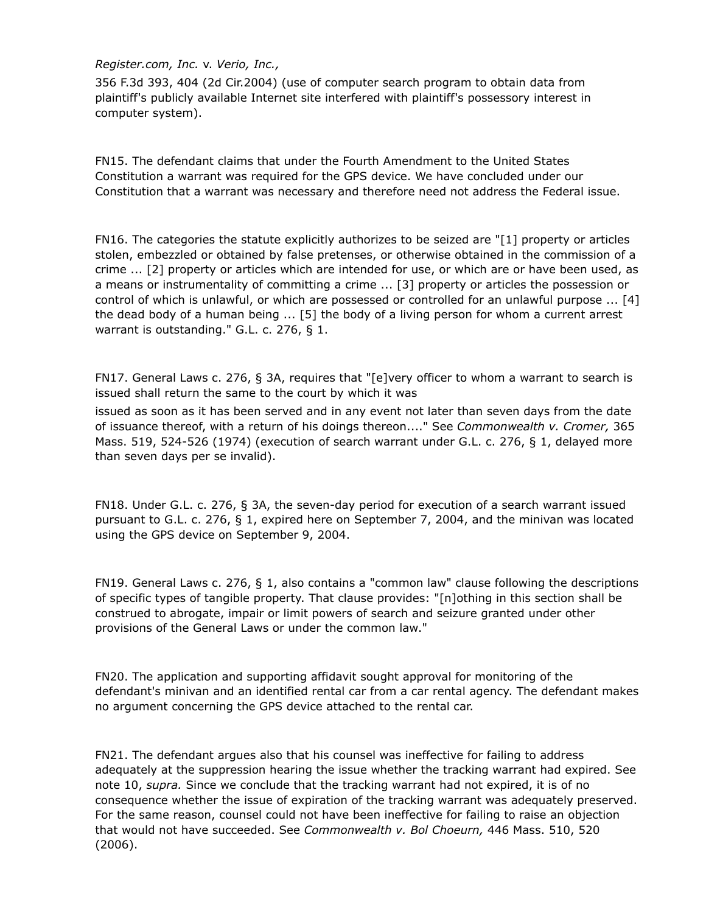*Register.com, Inc.* v. *Verio, Inc.,*
356 F.3d 393, 404 (2d Cir.2004) (use of computer search program to obtain data from plaintiff's publicly available Internet site interfered with plaintiff's possessory interest in computer system).

FN15. The defendant claims that under the Fourth Amendment to the United States Constitution a warrant was required for the GPS device. We have concluded under our Constitution that a warrant was necessary and therefore need not address the Federal issue.

FN16. The categories the statute explicitly authorizes to be seized are "[1] property or articles stolen, embezzled or obtained by false pretenses, or otherwise obtained in the commission of a crime ... [2] property or articles which are intended for use, or which are or have been used, as a means or instrumentality of committing a crime ... [3] property or articles the possession or control of which is unlawful, or which are possessed or controlled for an unlawful purpose ... [4] the dead body of a human being ... [5] the body of a living person for whom a current arrest warrant is outstanding." G.L. c. 276, § 1.

FN17. General Laws c. 276, § 3A, requires that "[e]very officer to whom a warrant to search is issued shall return the same to the court by which it was issued as soon as it has been served and in any event not later than seven days from the date of issuance thereof, with a return of his doings thereon...." See *Commonwealth v. Cromer,* 365 Mass. 519, 524-526 (1974) (execution of search warrant under G.L. c. 276, § 1, delayed more than seven days per se invalid).

FN18. Under G.L. c. 276, § 3A, the seven-day period for execution of a search warrant issued pursuant to G.L. c. 276, § 1, expired here on September 7, 2004, and the minivan was located using the GPS device on September 9, 2004.

FN19. General Laws c. 276, § 1, also contains a "common law" clause following the descriptions of specific types of tangible property. That clause provides: "[n]othing in this section shall be construed to abrogate, impair or limit powers of search and seizure granted under other provisions of the General Laws or under the common law."

FN20. The application and supporting affidavit sought approval for monitoring of the defendant's minivan and an identified rental car from a car rental agency. The defendant makes no argument concerning the GPS device attached to the rental car.

FN21. The defendant argues also that his counsel was ineffective for failing to address adequately at the suppression hearing the issue whether the tracking warrant had expired. See note 10, *supra.* Since we conclude that the tracking warrant had not expired, it is of no consequence whether the issue of expiration of the tracking warrant was adequately preserved. For the same reason, counsel could not have been ineffective for failing to raise an objection that would not have succeeded. See *Commonwealth v. Bol Choeurn,* 446 Mass. 510, 520 (2006).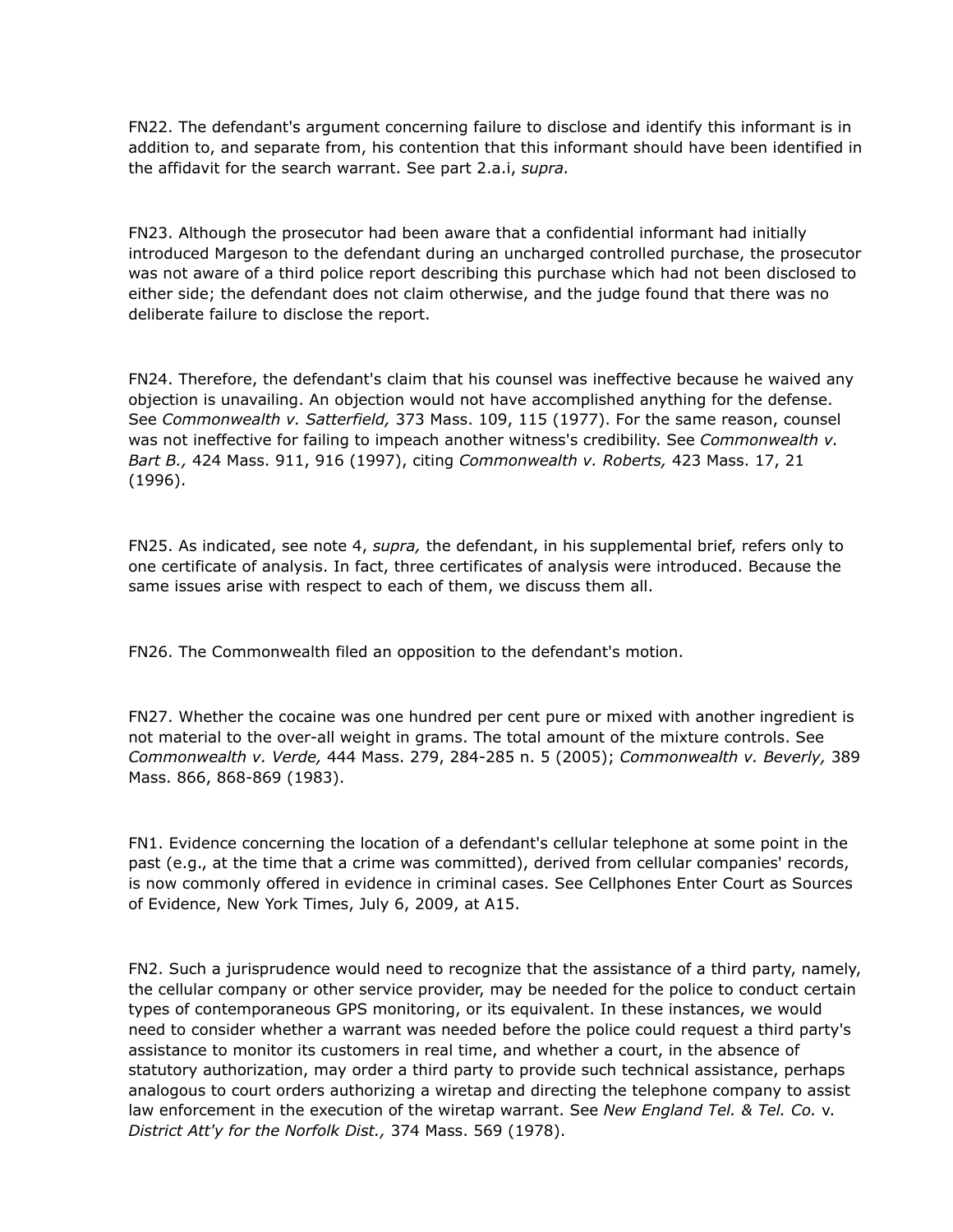FN22. The defendant's argument concerning failure to disclose and identify this informant is in addition to, and separate from, his contention that this informant should have been identified in the affidavit for the search warrant. See part 2.a.i, *supra.*

FN23. Although the prosecutor had been aware that a confidential informant had initially introduced Margeson to the defendant during an uncharged controlled purchase, the prosecutor was not aware of a third police report describing this purchase which had not been disclosed to either side; the defendant does not claim otherwise, and the judge found that there was no deliberate failure to disclose the report.

FN24. Therefore, the defendant's claim that his counsel was ineffective because he waived any objection is unavailing. An objection would not have accomplished anything for the defense. See *Commonwealth v. Satterfield,* 373 Mass. 109, 115 (1977). For the same reason, counsel was not ineffective for failing to impeach another witness's credibility. See *Commonwealth v. Bart B.,* 424 Mass. 911, 916 (1997), citing *Commonwealth v. Roberts,* 423 Mass. 17, 21 (1996).

FN25. As indicated, see note 4, *supra,* the defendant, in his supplemental brief, refers only to one certificate of analysis. In fact, three certificates of analysis were introduced. Because the same issues arise with respect to each of them, we discuss them all.

FN26. The Commonwealth filed an opposition to the defendant's motion.

FN27. Whether the cocaine was one hundred per cent pure or mixed with another ingredient is not material to the over-all weight in grams. The total amount of the mixture controls. See *Commonwealth v. Verde,* 444 Mass. 279, 284-285 n. 5 (2005); *Commonwealth v. Beverly,* 389 Mass. 866, 868-869 (1983).

FN1. Evidence concerning the location of a defendant's cellular telephone at some point in the past (e.g., at the time that a crime was committed), derived from cellular companies' records, is now commonly offered in evidence in criminal cases. See Cellphones Enter Court as Sources of Evidence, New York Times, July 6, 2009, at A15.

FN2. Such a jurisprudence would need to recognize that the assistance of a third party, namely, the cellular company or other service provider, may be needed for the police to conduct certain types of contemporaneous GPS monitoring, or its equivalent. In these instances, we would need to consider whether a warrant was needed before the police could request a third party's assistance to monitor its customers in real time, and whether a court, in the absence of statutory authorization, may order a third party to provide such technical assistance, perhaps analogous to court orders authorizing a wiretap and directing the telephone company to assist law enforcement in the execution of the wiretap warrant. See *New England Tel. & Tel. Co.* v. *District Att'y for the Norfolk Dist.,* 374 Mass. 569 (1978).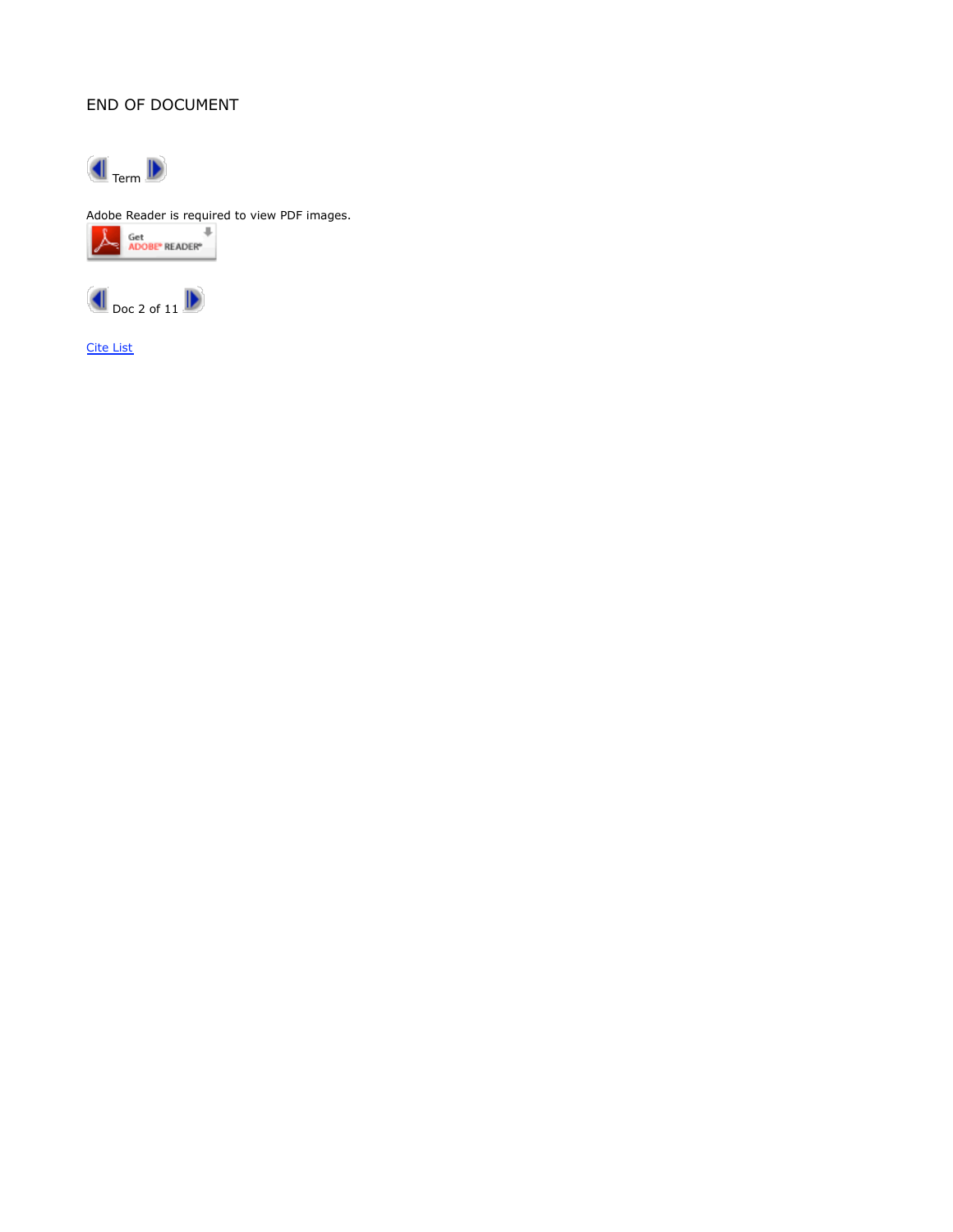END OF DOCUMENT

Term

Adobe Reader is required to view PDF images.

Doc 2 of 11

Cite List